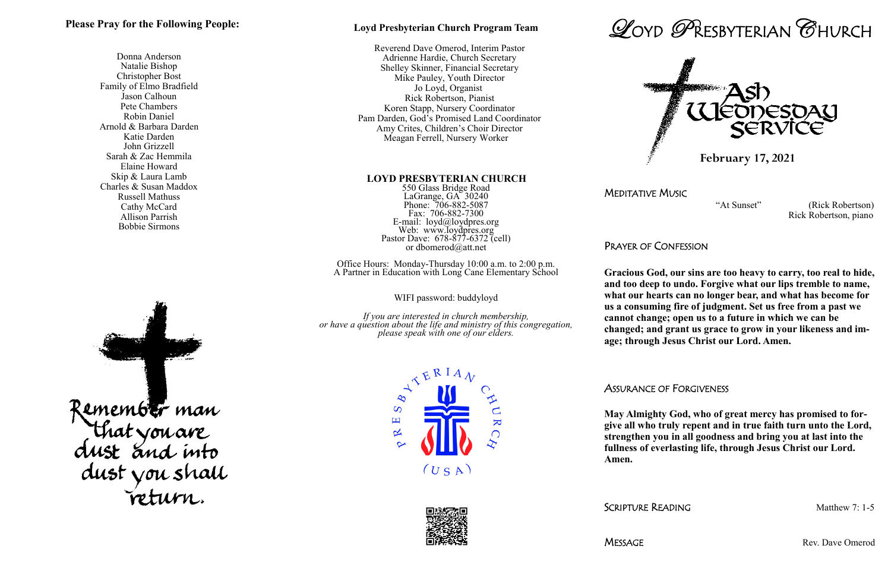**Please Pray for the Following People:**

Donna Anderson
Natalie Bishop
Christopher Bost
Family of Elmo Bradfield
Jason Calhoun
Pete Chambers
Robin Daniel
Arnold & Barbara Darden
Katie Darden
John Grizzell
Sarah & Zac Hemmila
Elaine Howard
Skip & Laura Lamb
Charles & Susan Maddox
Russell Mathuss
Cathy McCard
Allison Parrish
Bobbie Sirmons

Remember man that you are dust and into dust you shall return.

**Loyd Presbyterian Church Program Team**

Reverend Dave Omerod, Interim Pastor
Adrienne Hardie, Church Secretary
Shelley Skinner, Financial Secretary
Mike Pauley, Youth Director
Jo Loyd, Organist
Rick Robertson, Pianist
Koren Stapp, Nursery Coordinator
Pam Darden, God's Promised Land Coordinator
Amy Crites, Children's Choir Director
Meagan Ferrell, Nursery Worker

**LOYD PRESBYTERIAN CHURCH**
550 Glass Bridge Road
LaGrange, GA 30240
Phone: 706-882-5087
Fax: 706-882-7300
E-mail: loyd@loydpres.org
Web: www.loydpres.org
Pastor Dave: 678-877-6372 (cell)
or dbomerod@att.net

Office Hours: Monday-Thursday 10:00 a.m. to 2:00 p.m.
A Partner in Education with Long Cane Elementary School

WIFI password: buddyloyd

*If you are interested in church membership, or have a question about the life and ministry of this congregation, please speak with one of our elders.*

PRESBYTERIAN CHURCH (USA)

# LOYD PRESBYTERIAN CHURCH

## Ash Wednesday Service

**February 17, 2021**

MEDITATIVE MUSIC

"At Sunset" (Rick Robertson)
Rick Robertson, piano

PRAYER OF CONFESSION

**Gracious God, our sins are too heavy to carry, too real to hide, and too deep to undo. Forgive what our lips tremble to name, what our hearts can no longer bear, and what has become for us a consuming fire of judgment. Set us free from a past we cannot change; open us to a future in which we can be changed; and grant us grace to grow in your likeness and image; through Jesus Christ our Lord. Amen.**

ASSURANCE OF FORGIVENESS

**May Almighty God, who of great mercy has promised to forgive all who truly repent and in true faith turn unto the Lord, strengthen you in all goodness and bring you at last into the fullness of everlasting life, through Jesus Christ our Lord. Amen.**

SCRIPTURE READING — Matthew 7: 1-5

MESSAGE — Rev. Dave Omerod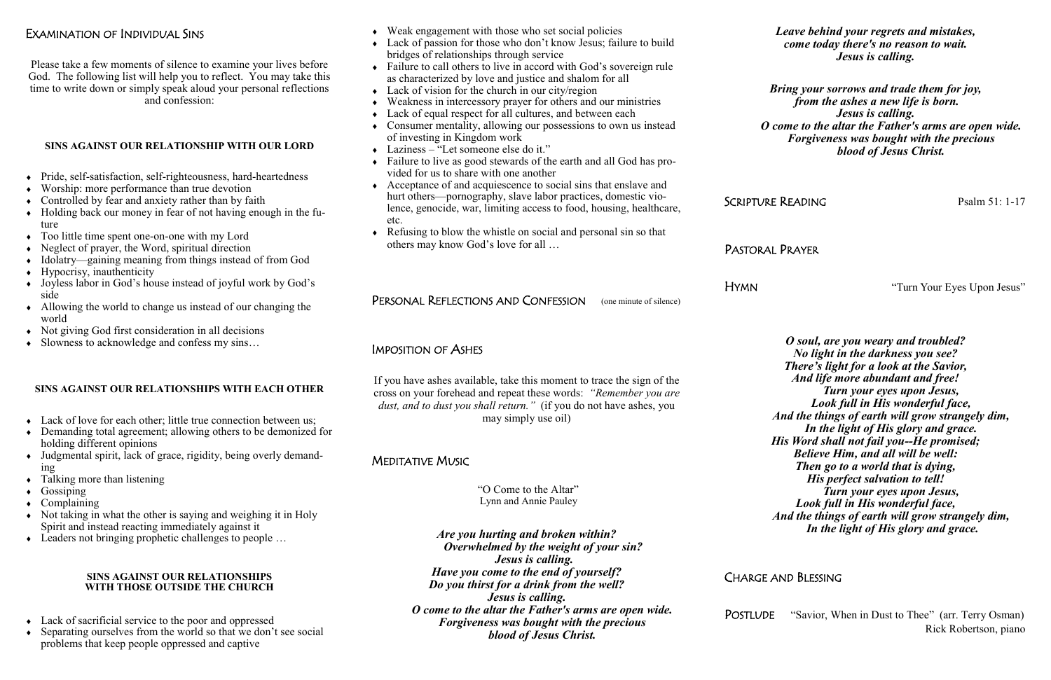## Examination of Individual Sins

Please take a few moments of silence to examine your lives before God. The following list will help you to reflect. You may take this time to write down or simply speak aloud your personal reflections and confession:

### SINS AGAINST OUR RELATIONSHIP WITH OUR LORD

- Pride, self-satisfaction, self-righteousness, hard-heartedness
- Worship: more performance than true devotion
- Controlled by fear and anxiety rather than by faith
- Holding back our money in fear of not having enough in the future
- Too little time spent one-on-one with my Lord
- Neglect of prayer, the Word, spiritual direction
- Idolatry—gaining meaning from things instead of from God
- Hypocrisy, inauthenticity
- Joyless labor in God's house instead of joyful work by God's side
- Allowing the world to change us instead of our changing the world
- Not giving God first consideration in all decisions
- Slowness to acknowledge and confess my sins…

### SINS AGAINST OUR RELATIONSHIPS WITH EACH OTHER

- Lack of love for each other; little true connection between us;
- Demanding total agreement; allowing others to be demonized for holding different opinions
- Judgmental spirit, lack of grace, rigidity, being overly demanding
- Talking more than listening
- Gossiping
- Complaining
- Not taking in what the other is saying and weighing it in Holy Spirit and instead reacting immediately against it
- Leaders not bringing prophetic challenges to people …

### SINS AGAINST OUR RELATIONSHIPS WITH THOSE OUTSIDE THE CHURCH

- Lack of sacrificial service to the poor and oppressed
- Separating ourselves from the world so that we don't see social problems that keep people oppressed and captive
- Weak engagement with those who set social policies
- Lack of passion for those who don't know Jesus; failure to build bridges of relationships through service
- Failure to call others to live in accord with God's sovereign rule as characterized by love and justice and shalom for all
- Lack of vision for the church in our city/region
- Weakness in intercessory prayer for others and our ministries
- Lack of equal respect for all cultures, and between each
- Consumer mentality, allowing our possessions to own us instead of investing in Kingdom work
- Laziness – "Let someone else do it."
- Failure to live as good stewards of the earth and all God has provided for us to share with one another
- Acceptance of and acquiescence to social sins that enslave and hurt others—pornography, slave labor practices, domestic violence, genocide, war, limiting access to food, housing, healthcare, etc.
- Refusing to blow the whistle on social and personal sin so that others may know God's love for all …

## Personal Reflections and Confession (one minute of silence)

## Imposition of Ashes

If you have ashes available, take this moment to trace the sign of the cross on your forehead and repeat these words: *"Remember you are dust, and to dust you shall return."* (if you do not have ashes, you may simply use oil)

## Meditative Music

"O Come to the Altar"
Lynn and Annie Pauley

***Are you hurting and broken within?***
***Overwhelmed by the weight of your sin?***
***Jesus is calling.***
***Have you come to the end of yourself?***
***Do you thirst for a drink from the well?***
***Jesus is calling.***
***O come to the altar the Father's arms are open wide.***
***Forgiveness was bought with the precious***
***blood of Jesus Christ.***

***Leave behind your regrets and mistakes,***
***come today there's no reason to wait.***
***Jesus is calling.***

***Bring your sorrows and trade them for joy,***
***from the ashes a new life is born.***
***Jesus is calling.***
***O come to the altar the Father's arms are open wide.***
***Forgiveness was bought with the precious***
***blood of Jesus Christ.***

## Scripture Reading — Psalm 51: 1-17

## Pastoral Prayer

## Hymn — "Turn Your Eyes Upon Jesus"

***O soul, are you weary and troubled?***
***No light in the darkness you see?***
***There's light for a look at the Savior,***
***And life more abundant and free!***
***Turn your eyes upon Jesus,***
***Look full in His wonderful face,***
***And the things of earth will grow strangely dim,***
***In the light of His glory and grace.***
***His Word shall not fail you--He promised;***
***Believe Him, and all will be well:***
***Then go to a world that is dying,***
***His perfect salvation to tell!***
***Turn your eyes upon Jesus,***
***Look full in His wonderful face,***
***And the things of earth will grow strangely dim,***
***In the light of His glory and grace.***

## Charge and Blessing

## Postlude — "Savior, When in Dust to Thee" (arr. Terry Osman)

Rick Robertson, piano